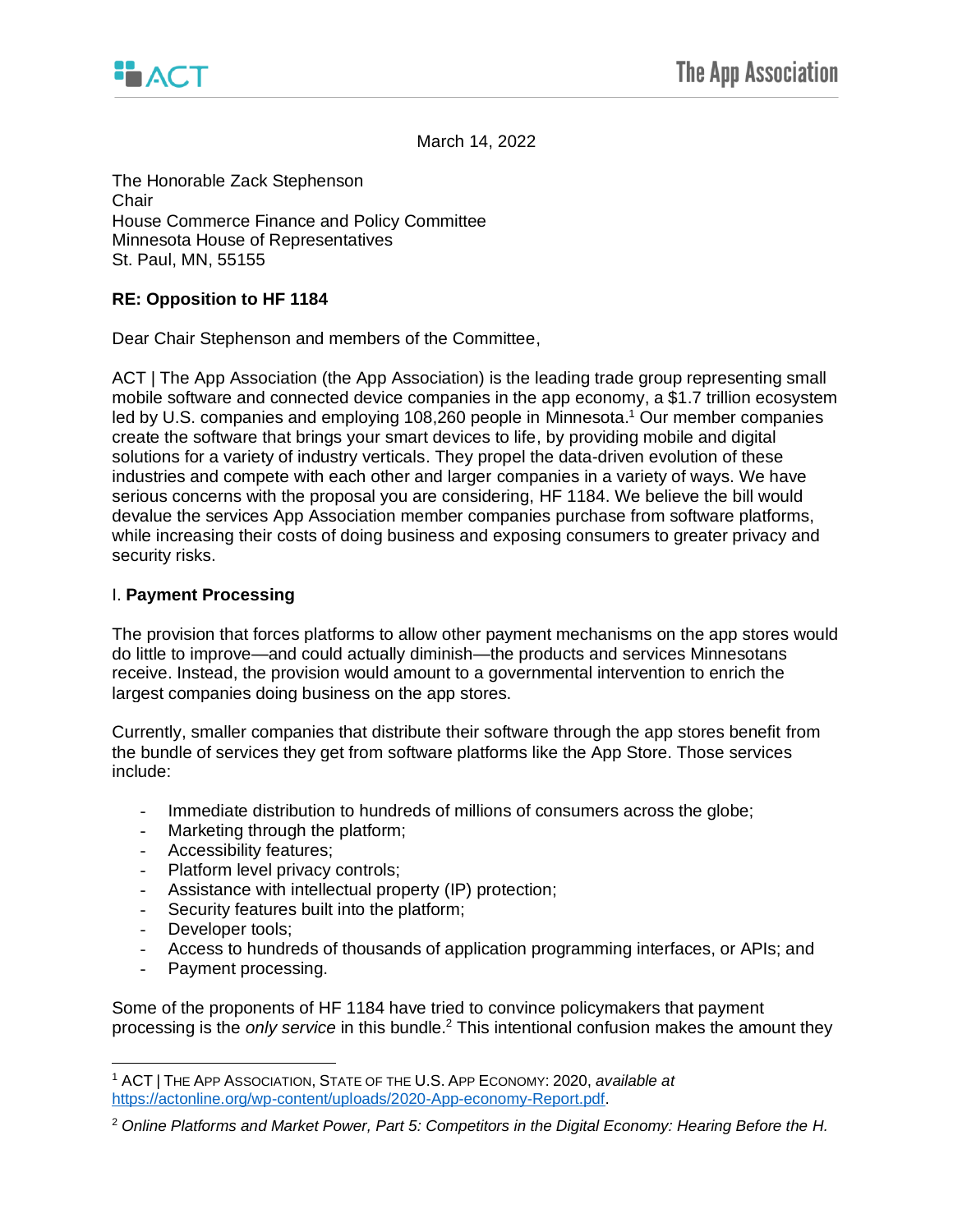March 14, 2022

The Honorable Zack Stephenson
Chair
House Commerce Finance and Policy Committee
Minnesota House of Representatives
St. Paul, MN, 55155

**RE: Opposition to HF 1184**

Dear Chair Stephenson and members of the Committee,

ACT | The App Association (the App Association) is the leading trade group representing small mobile software and connected device companies in the app economy, a $1.7 trillion ecosystem led by U.S. companies and employing 108,260 people in Minnesota.[1] Our member companies create the software that brings your smart devices to life, by providing mobile and digital solutions for a variety of industry verticals. They propel the data-driven evolution of these industries and compete with each other and larger companies in a variety of ways. We have serious concerns with the proposal you are considering, HF 1184. We believe the bill would devalue the services App Association member companies purchase from software platforms, while increasing their costs of doing business and exposing consumers to greater privacy and security risks.

I. **Payment Processing**

The provision that forces platforms to allow other payment mechanisms on the app stores would do little to improve—and could actually diminish—the products and services Minnesotans receive. Instead, the provision would amount to a governmental intervention to enrich the largest companies doing business on the app stores.

Currently, smaller companies that distribute their software through the app stores benefit from the bundle of services they get from software platforms like the App Store. Those services include:

- Immediate distribution to hundreds of millions of consumers across the globe;
- Marketing through the platform;
- Accessibility features;
- Platform level privacy controls;
- Assistance with intellectual property (IP) protection;
- Security features built into the platform;
- Developer tools;
- Access to hundreds of thousands of application programming interfaces, or APIs; and
- Payment processing.

Some of the proponents of HF 1184 have tried to convince policymakers that payment processing is the *only service* in this bundle.[2] This intentional confusion makes the amount they

---

[1] ACT | THE APP ASSOCIATION, STATE OF THE U.S. APP ECONOMY: 2020, *available at* https://actonline.org/wp-content/uploads/2020-App-economy-Report.pdf.

[2] *Online Platforms and Market Power, Part 5: Competitors in the Digital Economy: Hearing Before the H.*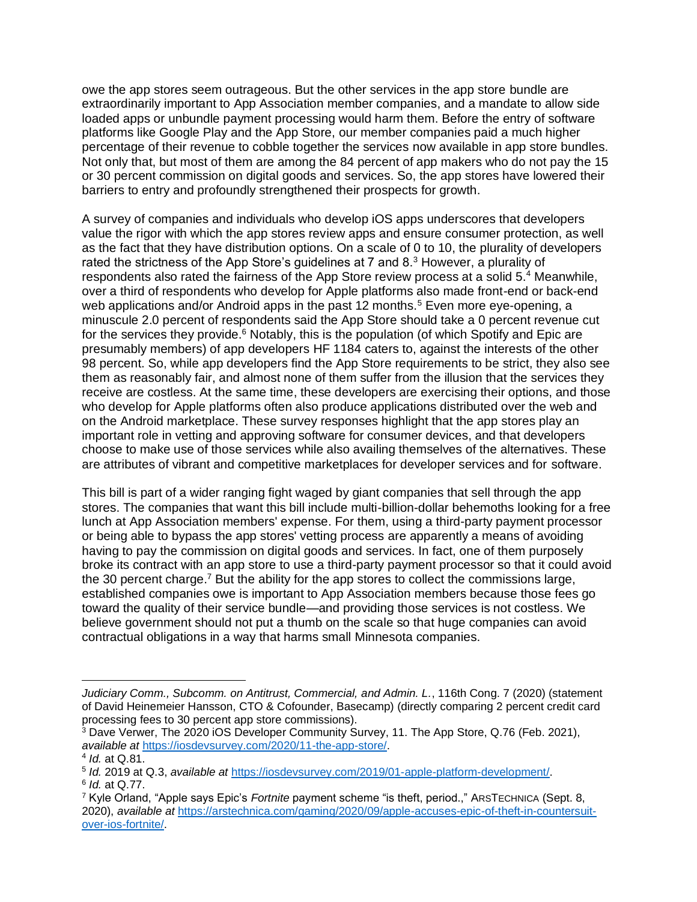owe the app stores seem outrageous. But the other services in the app store bundle are extraordinarily important to App Association member companies, and a mandate to allow side loaded apps or unbundle payment processing would harm them. Before the entry of software platforms like Google Play and the App Store, our member companies paid a much higher percentage of their revenue to cobble together the services now available in app store bundles. Not only that, but most of them are among the 84 percent of app makers who do not pay the 15 or 30 percent commission on digital goods and services. So, the app stores have lowered their barriers to entry and profoundly strengthened their prospects for growth.

A survey of companies and individuals who develop iOS apps underscores that developers value the rigor with which the app stores review apps and ensure consumer protection, as well as the fact that they have distribution options. On a scale of 0 to 10, the plurality of developers rated the strictness of the App Store's guidelines at 7 and 8.[3] However, a plurality of respondents also rated the fairness of the App Store review process at a solid 5.[4] Meanwhile, over a third of respondents who develop for Apple platforms also made front-end or back-end web applications and/or Android apps in the past 12 months.[5] Even more eye-opening, a minuscule 2.0 percent of respondents said the App Store should take a 0 percent revenue cut for the services they provide.[6] Notably, this is the population (of which Spotify and Epic are presumably members) of app developers HF 1184 caters to, against the interests of the other 98 percent. So, while app developers find the App Store requirements to be strict, they also see them as reasonably fair, and almost none of them suffer from the illusion that the services they receive are costless. At the same time, these developers are exercising their options, and those who develop for Apple platforms often also produce applications distributed over the web and on the Android marketplace. These survey responses highlight that the app stores play an important role in vetting and approving software for consumer devices, and that developers choose to make use of those services while also availing themselves of the alternatives. These are attributes of vibrant and competitive marketplaces for developer services and for software.

This bill is part of a wider ranging fight waged by giant companies that sell through the app stores. The companies that want this bill include multi-billion-dollar behemoths looking for a free lunch at App Association members' expense. For them, using a third-party payment processor or being able to bypass the app stores' vetting process are apparently a means of avoiding having to pay the commission on digital goods and services. In fact, one of them purposely broke its contract with an app store to use a third-party payment processor so that it could avoid the 30 percent charge.[7] But the ability for the app stores to collect the commissions large, established companies owe is important to App Association members because those fees go toward the quality of their service bundle—and providing those services is not costless. We believe government should not put a thumb on the scale so that huge companies can avoid contractual obligations in a way that harms small Minnesota companies.

---

*Judiciary Comm., Subcomm. on Antitrust, Commercial, and Admin. L.*, 116th Cong. 7 (2020) (statement of David Heinemeier Hansson, CTO & Cofounder, Basecamp) (directly comparing 2 percent credit card processing fees to 30 percent app store commissions).

[3] Dave Verwer, The 2020 iOS Developer Community Survey, 11. The App Store, Q.76 (Feb. 2021), *available at* https://iosdevsurvey.com/2020/11-the-app-store/.

[4] *Id.* at Q.81.

[5] *Id.* 2019 at Q.3, *available at* https://iosdevsurvey.com/2019/01-apple-platform-development/.

[6] *Id.* at Q.77.

[7] Kyle Orland, "Apple says Epic's *Fortnite* payment scheme "is theft, period."," ARSTECHNICA (Sept. 8, 2020), *available at* https://arstechnica.com/gaming/2020/09/apple-accuses-epic-of-theft-in-countersuit-over-ios-fortnite/.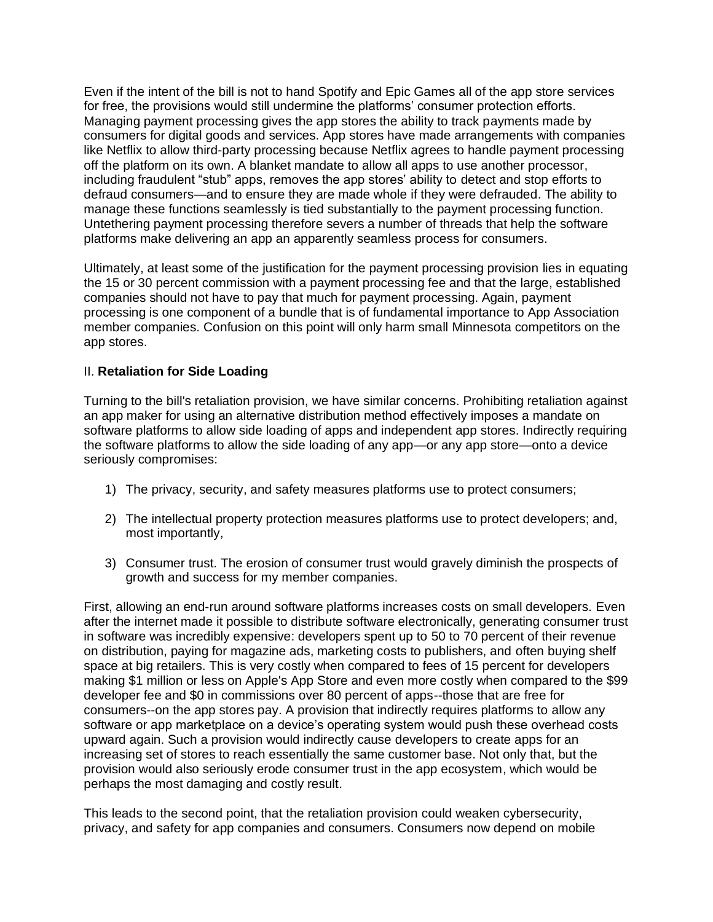Even if the intent of the bill is not to hand Spotify and Epic Games all of the app store services for free, the provisions would still undermine the platforms' consumer protection efforts. Managing payment processing gives the app stores the ability to track payments made by consumers for digital goods and services. App stores have made arrangements with companies like Netflix to allow third-party processing because Netflix agrees to handle payment processing off the platform on its own. A blanket mandate to allow all apps to use another processor, including fraudulent "stub" apps, removes the app stores' ability to detect and stop efforts to defraud consumers—and to ensure they are made whole if they were defrauded. The ability to manage these functions seamlessly is tied substantially to the payment processing function. Untethering payment processing therefore severs a number of threads that help the software platforms make delivering an app an apparently seamless process for consumers.

Ultimately, at least some of the justification for the payment processing provision lies in equating the 15 or 30 percent commission with a payment processing fee and that the large, established companies should not have to pay that much for payment processing. Again, payment processing is one component of a bundle that is of fundamental importance to App Association member companies. Confusion on this point will only harm small Minnesota competitors on the app stores.

## II. **Retaliation for Side Loading**

Turning to the bill's retaliation provision, we have similar concerns. Prohibiting retaliation against an app maker for using an alternative distribution method effectively imposes a mandate on software platforms to allow side loading of apps and independent app stores. Indirectly requiring the software platforms to allow the side loading of any app—or any app store—onto a device seriously compromises:

1) The privacy, security, and safety measures platforms use to protect consumers;

2) The intellectual property protection measures platforms use to protect developers; and, most importantly,

3) Consumer trust. The erosion of consumer trust would gravely diminish the prospects of growth and success for my member companies.

First, allowing an end-run around software platforms increases costs on small developers. Even after the internet made it possible to distribute software electronically, generating consumer trust in software was incredibly expensive: developers spent up to 50 to 70 percent of their revenue on distribution, paying for magazine ads, marketing costs to publishers, and often buying shelf space at big retailers. This is very costly when compared to fees of 15 percent for developers making $1 million or less on Apple's App Store and even more costly when compared to the $99 developer fee and $0 in commissions over 80 percent of apps--those that are free for consumers--on the app stores pay. A provision that indirectly requires platforms to allow any software or app marketplace on a device's operating system would push these overhead costs upward again. Such a provision would indirectly cause developers to create apps for an increasing set of stores to reach essentially the same customer base. Not only that, but the provision would also seriously erode consumer trust in the app ecosystem, which would be perhaps the most damaging and costly result.

This leads to the second point, that the retaliation provision could weaken cybersecurity, privacy, and safety for app companies and consumers. Consumers now depend on mobile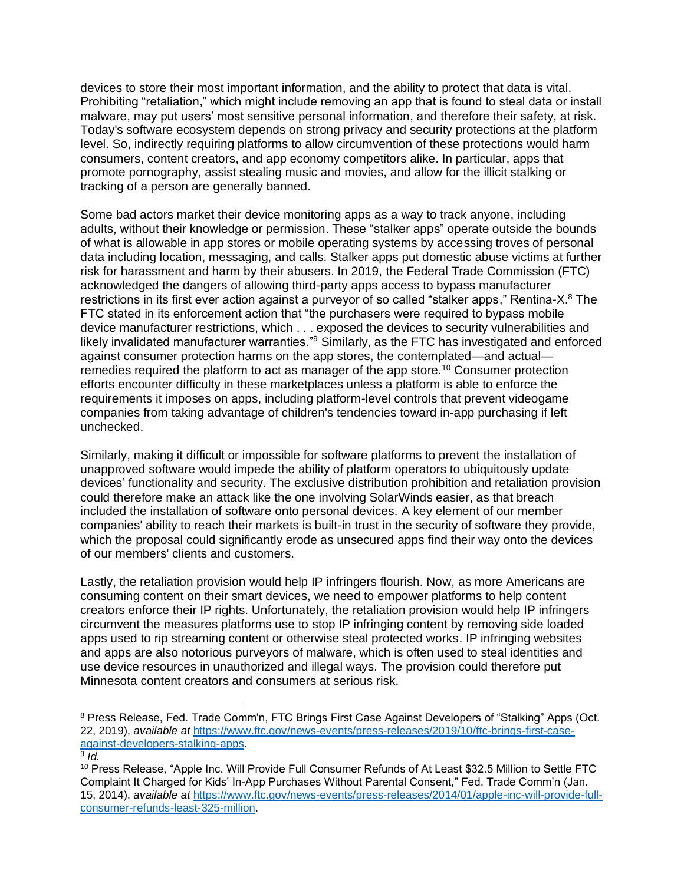devices to store their most important information, and the ability to protect that data is vital. Prohibiting "retaliation," which might include removing an app that is found to steal data or install malware, may put users' most sensitive personal information, and therefore their safety, at risk. Today's software ecosystem depends on strong privacy and security protections at the platform level. So, indirectly requiring platforms to allow circumvention of these protections would harm consumers, content creators, and app economy competitors alike. In particular, apps that promote pornography, assist stealing music and movies, and allow for the illicit stalking or tracking of a person are generally banned.

Some bad actors market their device monitoring apps as a way to track anyone, including adults, without their knowledge or permission. These "stalker apps" operate outside the bounds of what is allowable in app stores or mobile operating systems by accessing troves of personal data including location, messaging, and calls. Stalker apps put domestic abuse victims at further risk for harassment and harm by their abusers. In 2019, the Federal Trade Commission (FTC) acknowledged the dangers of allowing third-party apps access to bypass manufacturer restrictions in its first ever action against a purveyor of so called "stalker apps," Rentina-X.[8] The FTC stated in its enforcement action that "the purchasers were required to bypass mobile device manufacturer restrictions, which . . . exposed the devices to security vulnerabilities and likely invalidated manufacturer warranties."[9] Similarly, as the FTC has investigated and enforced against consumer protection harms on the app stores, the contemplated—and actual—remedies required the platform to act as manager of the app store.[10] Consumer protection efforts encounter difficulty in these marketplaces unless a platform is able to enforce the requirements it imposes on apps, including platform-level controls that prevent videogame companies from taking advantage of children's tendencies toward in-app purchasing if left unchecked.

Similarly, making it difficult or impossible for software platforms to prevent the installation of unapproved software would impede the ability of platform operators to ubiquitously update devices' functionality and security. The exclusive distribution prohibition and retaliation provision could therefore make an attack like the one involving SolarWinds easier, as that breach included the installation of software onto personal devices. A key element of our member companies' ability to reach their markets is built-in trust in the security of software they provide, which the proposal could significantly erode as unsecured apps find their way onto the devices of our members' clients and customers.

Lastly, the retaliation provision would help IP infringers flourish. Now, as more Americans are consuming content on their smart devices, we need to empower platforms to help content creators enforce their IP rights. Unfortunately, the retaliation provision would help IP infringers circumvent the measures platforms use to stop IP infringing content by removing side loaded apps used to rip streaming content or otherwise steal protected works. IP infringing websites and apps are also notorious purveyors of malware, which is often used to steal identities and use device resources in unauthorized and illegal ways. The provision could therefore put Minnesota content creators and consumers at serious risk.

---

[8] Press Release, Fed. Trade Comm'n, FTC Brings First Case Against Developers of "Stalking" Apps (Oct. 22, 2019), *available at* https://www.ftc.gov/news-events/press-releases/2019/10/ftc-brings-first-case-against-developers-stalking-apps.

[9] *Id.*

[10] Press Release, "Apple Inc. Will Provide Full Consumer Refunds of At Least $32.5 Million to Settle FTC Complaint It Charged for Kids' In-App Purchases Without Parental Consent," Fed. Trade Comm'n (Jan. 15, 2014), *available at* https://www.ftc.gov/news-events/press-releases/2014/01/apple-inc-will-provide-full-consumer-refunds-least-325-million.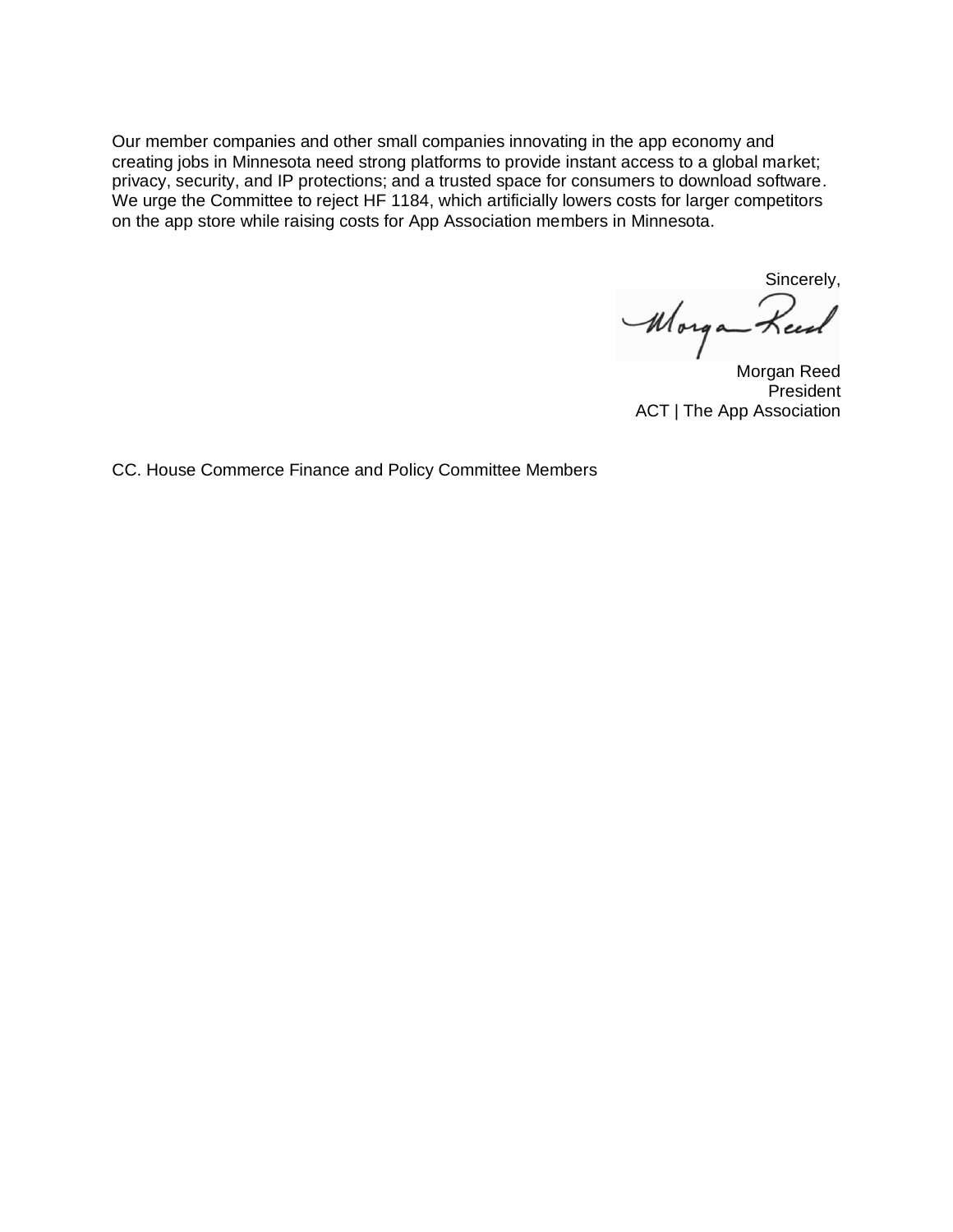Our member companies and other small companies innovating in the app economy and creating jobs in Minnesota need strong platforms to provide instant access to a global market; privacy, security, and IP protections; and a trusted space for consumers to download software. We urge the Committee to reject HF 1184, which artificially lowers costs for larger competitors on the app store while raising costs for App Association members in Minnesota.

Sincerely,

Morgan Reed
President
ACT | The App Association

CC. House Commerce Finance and Policy Committee Members